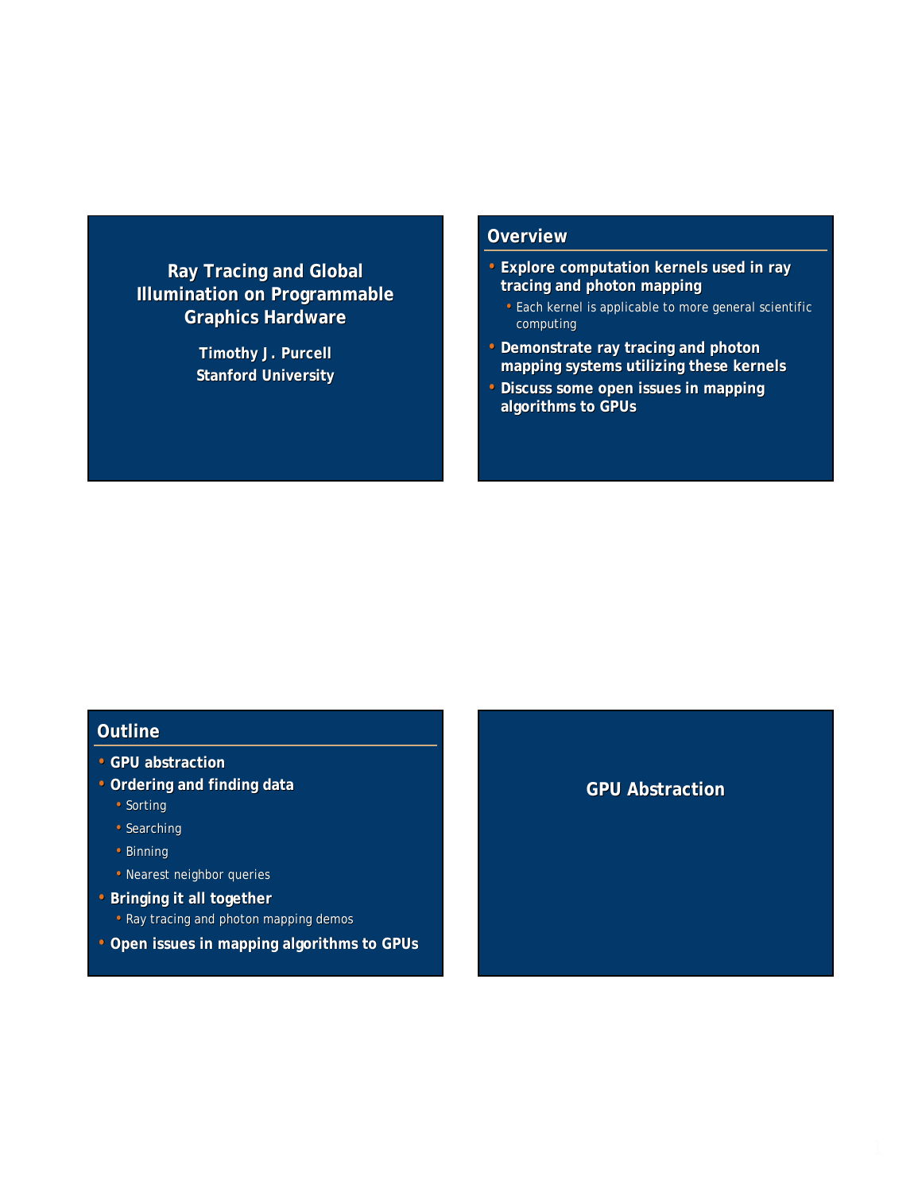# Ray Tracing and Global Illumination on Programmable Graphics Hardware

Timothy J. Purcell
Stanford University

## Overview

- **Explore computation kernels used in ray tracing and photon mapping**
  - Each kernel is applicable to more general scientific computing
- **Demonstrate ray tracing and photon mapping systems utilizing these kernels**
- **Discuss some open issues in mapping algorithms to GPUs**

## Outline

- **GPU abstraction**
- **Ordering and finding data**
  - Sorting
  - Searching
  - Binning
  - Nearest neighbor queries
- **Bringing it all together**
  - Ray tracing and photon mapping demos
- **Open issues in mapping algorithms to GPUs**

## GPU Abstraction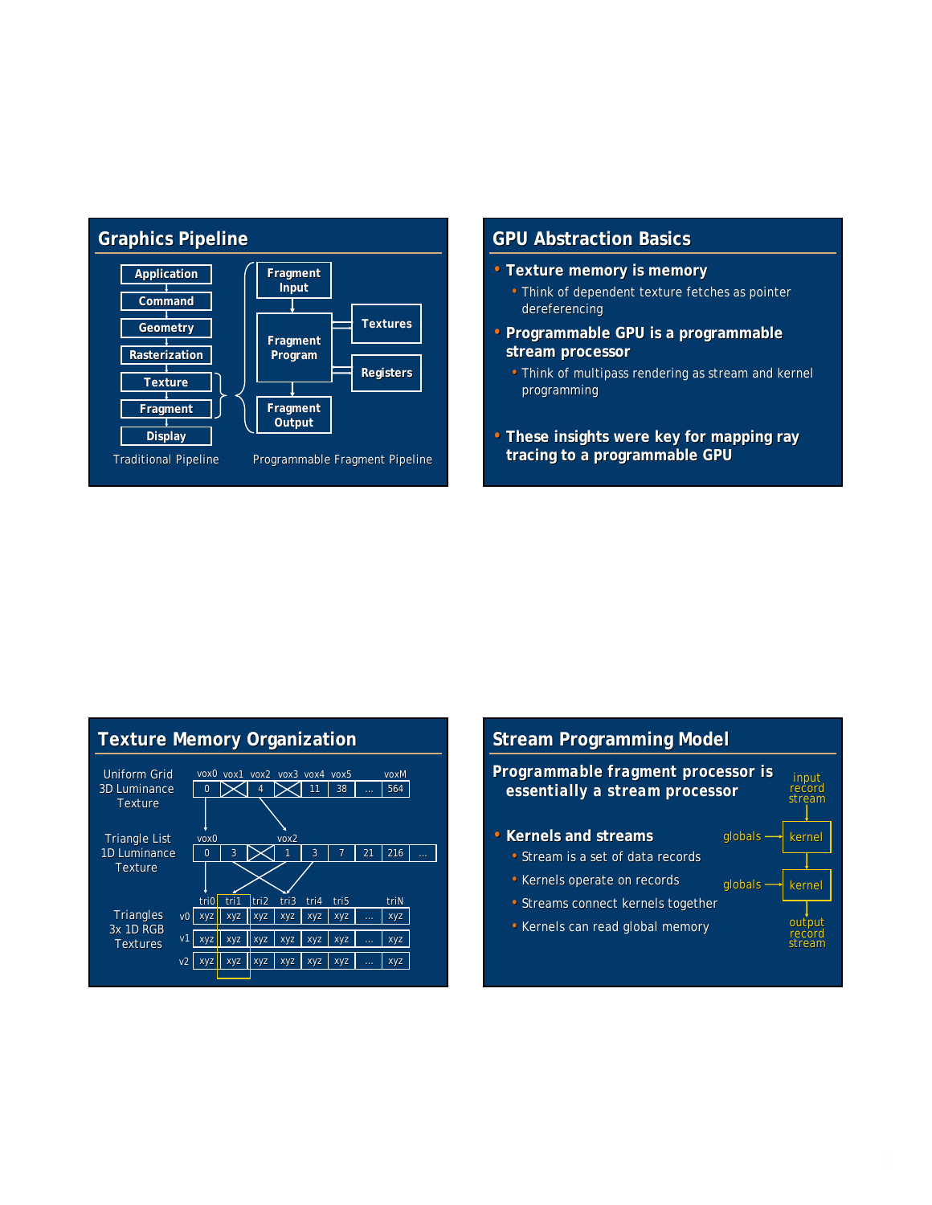## Graphics Pipeline

- Application
- Command
- Geometry
- Rasterization
- Texture
- Fragment
- Display

Traditional Pipeline

- Fragment Input
- Fragment Program
- Textures
- Registers
- Fragment Output

Programmable Fragment Pipeline

## GPU Abstraction Basics

- **Texture memory is memory**
  - Think of dependent texture fetches as pointer dereferencing
- **Programmable GPU is a programmable stream processor**
  - Think of multipass rendering as stream and kernel programming
- **These insights were key for mapping ray tracing to a programmable GPU**

## Texture Memory Organization

Uniform Grid 3D Luminance Texture

| vox0 | vox1 | vox2 | vox3 | vox4 | vox5 | | voxM |
|---|---|---|---|---|---|---|---|
| 0 | X | 4 | X | 11 | 38 | ... | 564 |

Triangle List 1D Luminance Texture

| vox0 | | | vox2 | | | | |
|---|---|---|---|---|---|---|---|
| 0 | 3 | X | 1 | 3 | 7 | 21 | 216 | ... |

Triangles 3x 1D RGB Textures

| | tri0 | tri1 | tri2 | tri3 | tri4 | tri5 | | triN |
|---|---|---|---|---|---|---|---|---|
| v0 | xyz | xyz | xyz | xyz | xyz | xyz | ... | xyz |
| v1 | xyz | xyz | xyz | xyz | xyz | xyz | ... | xyz |
| v2 | xyz | xyz | xyz | xyz | xyz | xyz | ... | xyz |

## Stream Programming Model

**Programmable fragment processor is essentially a stream processor**

- **Kernels and streams**
  - Stream is a set of data records
  - Kernels operate on records
  - Streams connect kernels together
  - Kernels can read global memory

input record stream → kernel (globals) → kernel (globals) → output record stream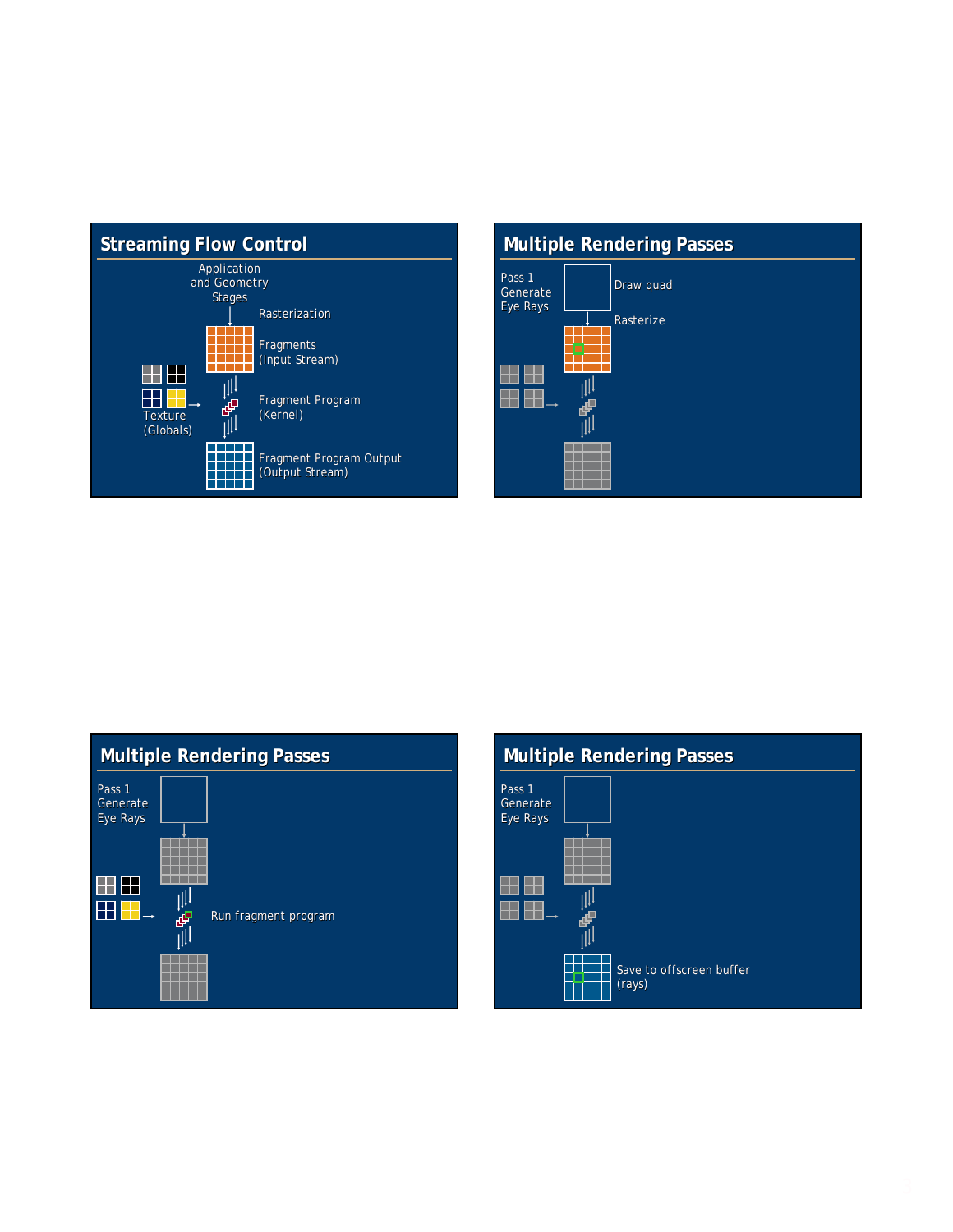## Streaming Flow Control

Application and Geometry Stages

Rasterization

Fragments (Input Stream)

Texture (Globals)

Fragment Program (Kernel)

Fragment Program Output (Output Stream)

## Multiple Rendering Passes

Pass 1 Generate Eye Rays

Draw quad

Rasterize

## Multiple Rendering Passes

Pass 1 Generate Eye Rays

Run fragment program

## Multiple Rendering Passes

Pass 1 Generate Eye Rays

Save to offscreen buffer (rays)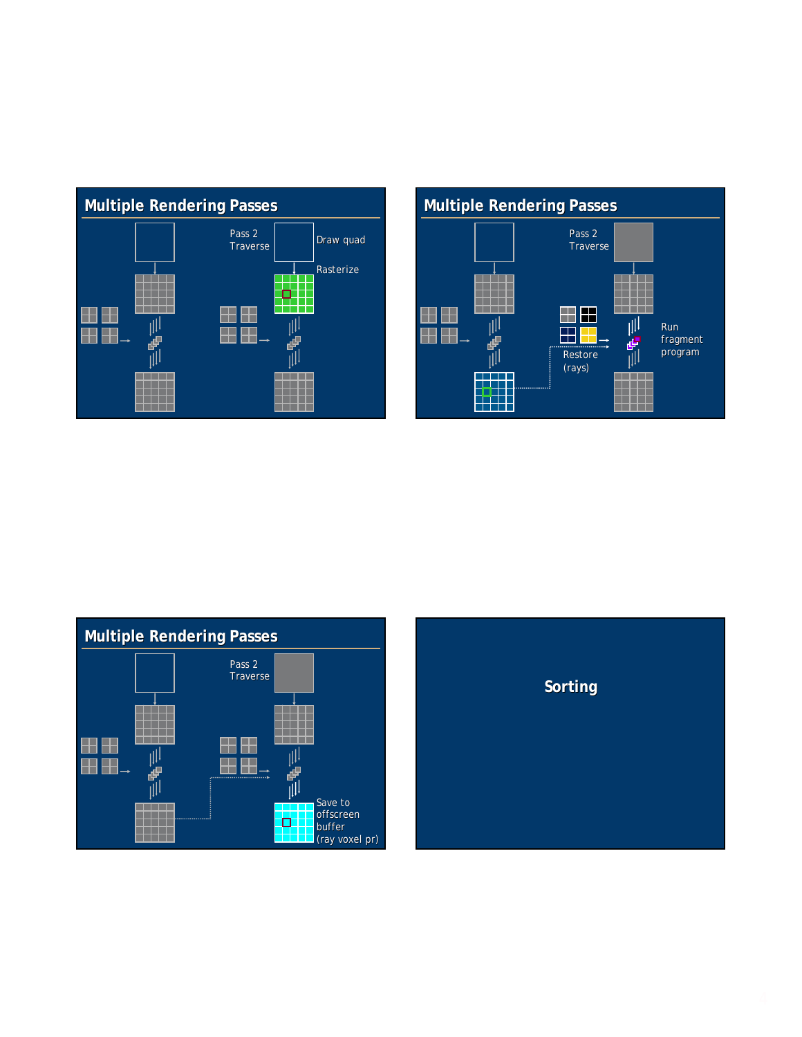## Multiple Rendering Passes

Pass 2
Traverse

Draw quad

Rasterize

## Multiple Rendering Passes

Pass 2
Traverse

Restore
(rays)

Run
fragment
program

## Multiple Rendering Passes

Pass 2
Traverse

Save to
offscreen
buffer
(ray voxel pr)

## Sorting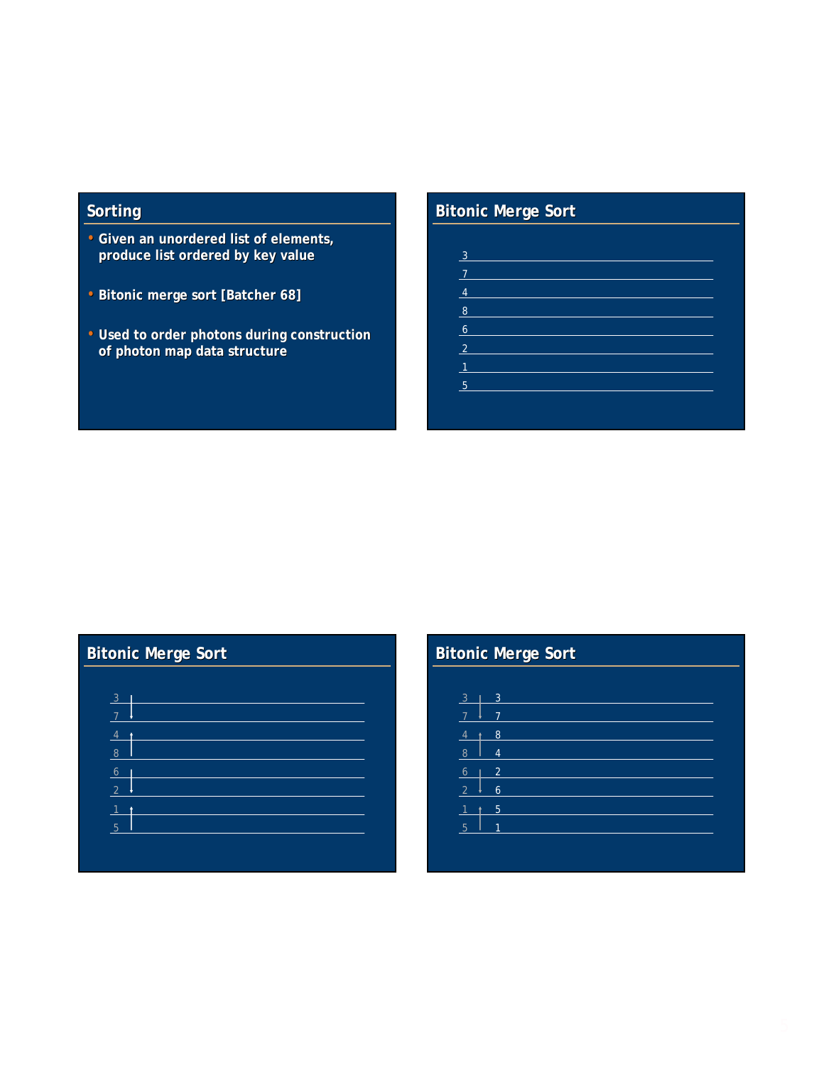## Sorting

- Given an unordered list of elements, produce list ordered by key value
- Bitonic merge sort [Batcher 68]
- Used to order photons during construction of photon map data structure

## Bitonic Merge Sort

3
7
4
8
6
2
1
5

## Bitonic Merge Sort

3 ↓
7
4 ↑
8
6 ↓
2
1 ↑
5

## Bitonic Merge Sort

| Input | Output |
|---|---|
| 3 | 3 |
| 7 | 7 |
| 4 | 8 |
| 8 | 4 |
| 6 | 2 |
| 2 | 6 |
| 1 | 5 |
| 5 | 1 |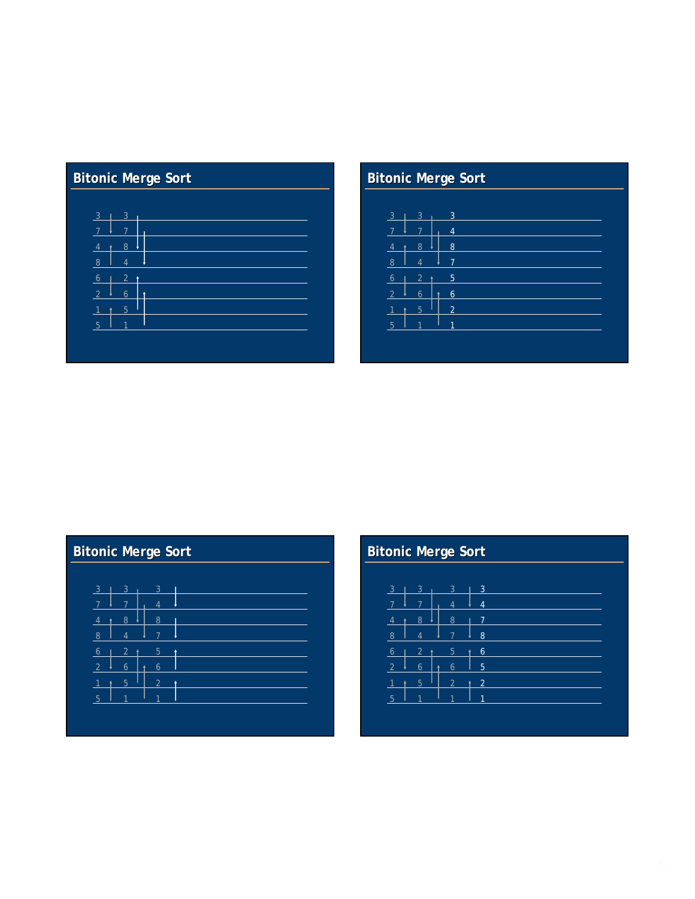## Bitonic Merge Sort

| | | |
|---|---|---|
| 3 | 3 | |
| 7 | 7 | |
| 4 | 8 | |
| 8 | 4 | |
| 6 | 2 | |
| 2 | 6 | |
| 1 | 5 | |
| 5 | 1 | |

## Bitonic Merge Sort

| | | |
|---|---|---|
| 3 | 3 | 3 |
| 7 | 7 | 4 |
| 4 | 8 | 8 |
| 8 | 4 | 7 |
| 6 | 2 | 5 |
| 2 | 6 | 6 |
| 1 | 5 | 2 |
| 5 | 1 | 1 |

## Bitonic Merge Sort

| | | |
|---|---|---|
| 3 | 3 | 3 |
| 7 | 7 | 4 |
| 4 | 8 | 8 |
| 8 | 4 | 7 |
| 6 | 2 | 5 |
| 2 | 6 | 6 |
| 1 | 5 | 2 |
| 5 | 1 | 1 |

## Bitonic Merge Sort

| | | | |
|---|---|---|---|
| 3 | 3 | 3 | 3 |
| 7 | 7 | 4 | 4 |
| 4 | 8 | 8 | 7 |
| 8 | 4 | 7 | 8 |
| 6 | 2 | 5 | 6 |
| 2 | 6 | 6 | 5 |
| 1 | 5 | 2 | 2 |
| 5 | 1 | 1 | 1 |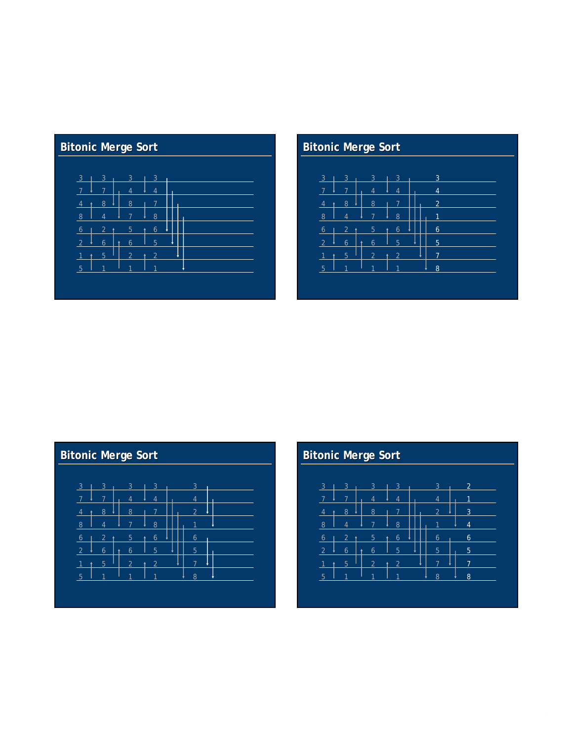## Bitonic Merge Sort

| | | | | |
|---|---|---|---|---|
| 3 | 3 | 3 | 3 | |
| 7 | 7 | 4 | 4 | |
| 4 | 8 | 8 | 7 | |
| 8 | 4 | 7 | 8 | |
| 6 | 2 | 5 | 6 | |
| 2 | 6 | 6 | 5 | |
| 1 | 5 | 2 | 2 | |
| 5 | 1 | 1 | 1 | |

## Bitonic Merge Sort

| | | | | |
|---|---|---|---|---|
| 3 | 3 | 3 | 3 | 3 |
| 7 | 7 | 4 | 4 | 4 |
| 4 | 8 | 8 | 7 | 2 |
| 8 | 4 | 7 | 8 | 1 |
| 6 | 2 | 5 | 6 | 6 |
| 2 | 6 | 6 | 5 | 5 |
| 1 | 5 | 2 | 2 | 7 |
| 5 | 1 | 1 | 1 | 8 |

## Bitonic Merge Sort

| | | | | |
|---|---|---|---|---|
| 3 | 3 | 3 | 3 | 3 |
| 7 | 7 | 4 | 4 | 4 |
| 4 | 8 | 8 | 7 | 2 |
| 8 | 4 | 7 | 8 | 1 |
| 6 | 2 | 5 | 6 | 6 |
| 2 | 6 | 6 | 5 | 5 |
| 1 | 5 | 2 | 2 | 7 |
| 5 | 1 | 1 | 1 | 8 |

## Bitonic Merge Sort

| | | | | | |
|---|---|---|---|---|---|
| 3 | 3 | 3 | 3 | 3 | 2 |
| 7 | 7 | 4 | 4 | 4 | 1 |
| 4 | 8 | 8 | 7 | 2 | 3 |
| 8 | 4 | 7 | 8 | 1 | 4 |
| 6 | 2 | 5 | 6 | 6 | 6 |
| 2 | 6 | 6 | 5 | 5 | 5 |
| 1 | 5 | 2 | 2 | 7 | 7 |
| 5 | 1 | 1 | 1 | 8 | 8 |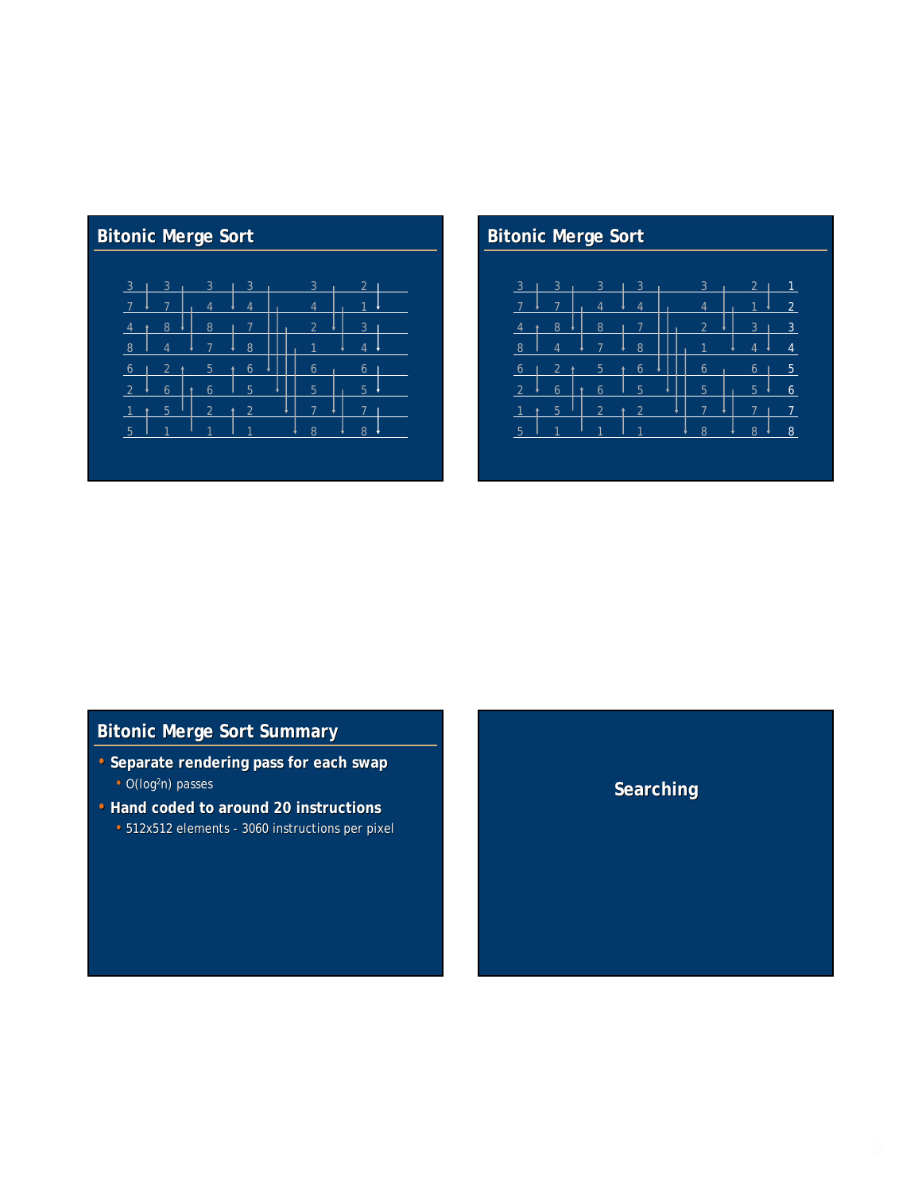## Bitonic Merge Sort

| | | | | | |
|---|---|---|---|---|---|
| 3 | 3 | 3 | 3 | 3 | 2 |
| 7 | 7 | 4 | 4 | 4 | 1 |
| 4 | 8 | 8 | 7 | 2 | 3 |
| 8 | 4 | 7 | 8 | 1 | 4 |
| 6 | 2 | 5 | 6 | 6 | 6 |
| 2 | 6 | 6 | 5 | 5 | 5 |
| 1 | 5 | 2 | 2 | 7 | 7 |
| 5 | 1 | 1 | 1 | 8 | 8 |

## Bitonic Merge Sort

| | | | | | | |
|---|---|---|---|---|---|---|
| 3 | 3 | 3 | 3 | 3 | 2 | 1 |
| 7 | 7 | 4 | 4 | 4 | 1 | 2 |
| 4 | 8 | 8 | 7 | 2 | 3 | 3 |
| 8 | 4 | 7 | 8 | 1 | 4 | 4 |
| 6 | 2 | 5 | 6 | 6 | 6 | 5 |
| 2 | 6 | 6 | 5 | 5 | 5 | 6 |
| 1 | 5 | 2 | 2 | 7 | 7 | 7 |
| 5 | 1 | 1 | 1 | 8 | 8 | 8 |

## Bitonic Merge Sort Summary

- **Separate rendering pass for each swap**
  - $O(\log^2 n)$ passes
- **Hand coded to around 20 instructions**
  - 512x512 elements - 3060 instructions per pixel

## Searching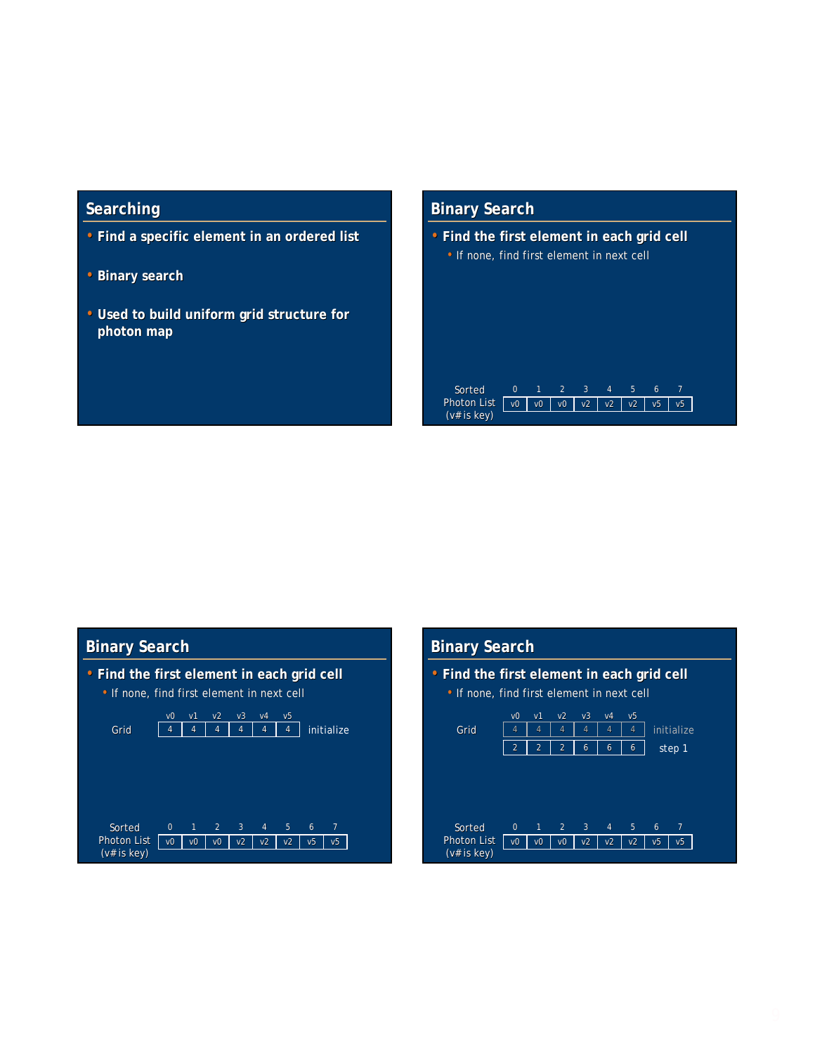## Searching

- Find a specific element in an ordered list
- Binary search
- Used to build uniform grid structure for photon map

## Binary Search

- Find the first element in each grid cell
  - If none, find first element in next cell

Sorted Photon List (v# is key)

| 0 | 1 | 2 | 3 | 4 | 5 | 6 | 7 |
|---|---|---|---|---|---|---|---|
| v0 | v0 | v0 | v2 | v2 | v2 | v5 | v5 |

## Binary Search

- Find the first element in each grid cell
  - If none, find first element in next cell

| | v0 | v1 | v2 | v3 | v4 | v5 | |
|---|---|---|---|---|---|---|---|
| Grid | 4 | 4 | 4 | 4 | 4 | 4 | initialize |

Sorted Photon List (v# is key)

| 0 | 1 | 2 | 3 | 4 | 5 | 6 | 7 |
|---|---|---|---|---|---|---|---|
| v0 | v0 | v0 | v2 | v2 | v2 | v5 | v5 |

## Binary Search

- Find the first element in each grid cell
  - If none, find first element in next cell

| | v0 | v1 | v2 | v3 | v4 | v5 | |
|---|---|---|---|---|---|---|---|
| Grid | 4 | 4 | 4 | 4 | 4 | 4 | initialize |
| | 2 | 2 | 2 | 6 | 6 | 6 | step 1 |

Sorted Photon List (v# is key)

| 0 | 1 | 2 | 3 | 4 | 5 | 6 | 7 |
|---|---|---|---|---|---|---|---|
| v0 | v0 | v0 | v2 | v2 | v2 | v5 | v5 |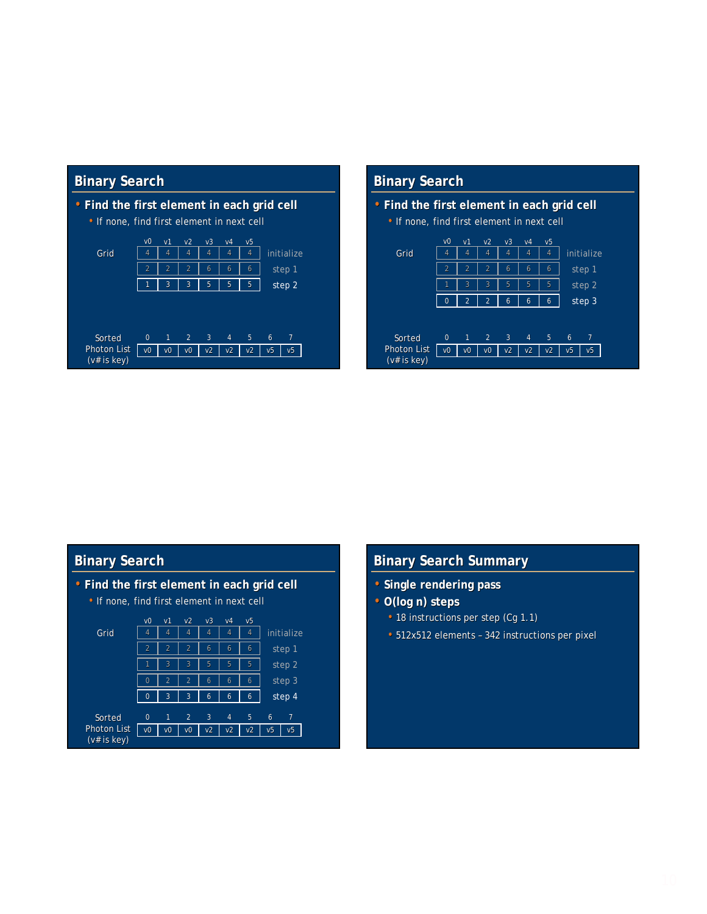## Binary Search

- **Find the first element in each grid cell**
  - If none, find first element in next cell

**Grid**

| | v0 | v1 | v2 | v3 | v4 | v5 |
|---|---|---|---|---|---|---|
| initialize | 4 | 4 | 4 | 4 | 4 | 4 |
| step 1 | 2 | 2 | 2 | 6 | 6 | 6 |
| step 2 | 1 | 3 | 3 | 5 | 5 | 5 |

**Sorted Photon List (v# is key)**

| 0 | 1 | 2 | 3 | 4 | 5 | 6 | 7 |
|---|---|---|---|---|---|---|---|
| v0 | v0 | v0 | v2 | v2 | v2 | v5 | v5 |

## Binary Search

- **Find the first element in each grid cell**
  - If none, find first element in next cell

**Grid**

| | v0 | v1 | v2 | v3 | v4 | v5 |
|---|---|---|---|---|---|---|
| initialize | 4 | 4 | 4 | 4 | 4 | 4 |
| step 1 | 2 | 2 | 2 | 6 | 6 | 6 |
| step 2 | 1 | 3 | 3 | 5 | 5 | 5 |
| step 3 | 0 | 2 | 2 | 6 | 6 | 6 |

**Sorted Photon List (v# is key)**

| 0 | 1 | 2 | 3 | 4 | 5 | 6 | 7 |
|---|---|---|---|---|---|---|---|
| v0 | v0 | v0 | v2 | v2 | v2 | v5 | v5 |

## Binary Search

- **Find the first element in each grid cell**
  - If none, find first element in next cell

**Grid**

| | v0 | v1 | v2 | v3 | v4 | v5 |
|---|---|---|---|---|---|---|
| initialize | 4 | 4 | 4 | 4 | 4 | 4 |
| step 1 | 2 | 2 | 2 | 6 | 6 | 6 |
| step 2 | 1 | 3 | 3 | 5 | 5 | 5 |
| step 3 | 0 | 2 | 2 | 6 | 6 | 6 |
| step 4 | 0 | 3 | 3 | 6 | 6 | 6 |

**Sorted Photon List (v# is key)**

| 0 | 1 | 2 | 3 | 4 | 5 | 6 | 7 |
|---|---|---|---|---|---|---|---|
| v0 | v0 | v0 | v2 | v2 | v2 | v5 | v5 |

## Binary Search Summary

- **Single rendering pass**
- **O(log n) steps**
  - 18 instructions per step (Cg 1.1)
  - 512x512 elements – 342 instructions per pixel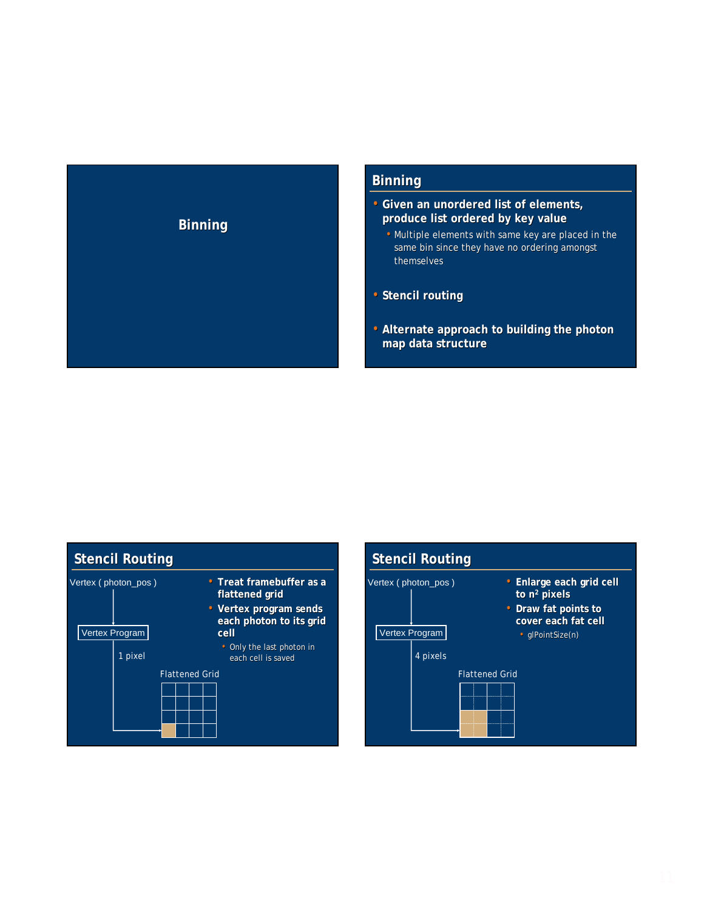# Binning

## Binning

- **Given an unordered list of elements, produce list ordered by key value**
  - Multiple elements with same key are placed in the same bin since they have no ordering amongst themselves
- **Stencil routing**
- **Alternate approach to building the photon map data structure**

## Stencil Routing

Vertex ( photon_pos )

Vertex Program

1 pixel

Flattened Grid

- **Treat framebuffer as a flattened grid**
- **Vertex program sends each photon to its grid cell**
  - Only the last photon in each cell is saved

## Stencil Routing

Vertex ( photon_pos )

Vertex Program

4 pixels

Flattened Grid

- **Enlarge each grid cell to $n^2$ pixels**
- **Draw fat points to cover each fat cell**
  - glPointSize(n)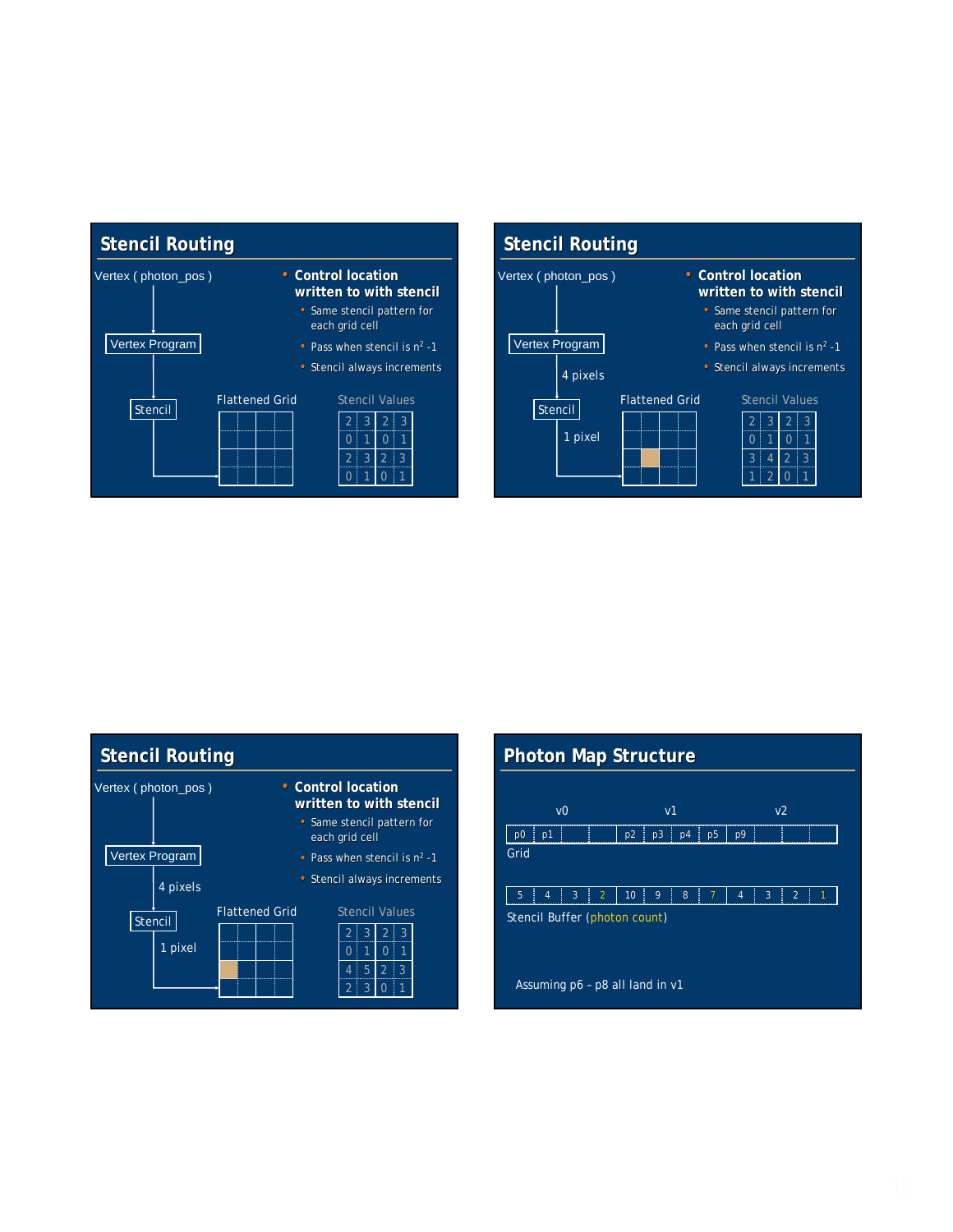## Stencil Routing

Vertex ( photon_pos ) → Vertex Program → Stencil → Flattened Grid

- **Control location written to with stencil**
  - Same stencil pattern for each grid cell
  - Pass when stencil is $n^2$ -1
  - Stencil always increments

Stencil Values

| 2 | 3 | 2 | 3 |
|---|---|---|---|
| 0 | 1 | 0 | 1 |
| 2 | 3 | 2 | 3 |
| 0 | 1 | 0 | 1 |

## Stencil Routing

Vertex ( photon_pos ) → Vertex Program → 4 pixels → Stencil → 1 pixel → Flattened Grid

- **Control location written to with stencil**
  - Same stencil pattern for each grid cell
  - Pass when stencil is $n^2$ -1
  - Stencil always increments

Stencil Values

| 2 | 3 | 2 | 3 |
|---|---|---|---|
| 0 | 1 | 0 | 1 |
| 3 | 4 | 2 | 3 |
| 1 | 2 | 0 | 1 |

## Stencil Routing

Vertex ( photon_pos ) → Vertex Program → 4 pixels → Stencil → 1 pixel → Flattened Grid

- **Control location written to with stencil**
  - Same stencil pattern for each grid cell
  - Pass when stencil is $n^2$ -1
  - Stencil always increments

Stencil Values

| 2 | 3 | 2 | 3 |
|---|---|---|---|
| 0 | 1 | 0 | 1 |
| 4 | 5 | 2 | 3 |
| 2 | 3 | 0 | 1 |

## Photon Map Structure

Grid

| v0 | | | | v1 | | | | v2 | | | |
|---|---|---|---|---|---|---|---|---|---|---|---|
| p0 | p1 | | | p2 | p3 | p4 | p5 | p9 | | | |

Stencil Buffer (photon count)

| 5 | 4 | 3 | 2 | 10 | 9 | 8 | 7 | 4 | 3 | 2 | 1 |
|---|---|---|---|---|---|---|---|---|---|---|---|

Assuming p6 – p8 all land in v1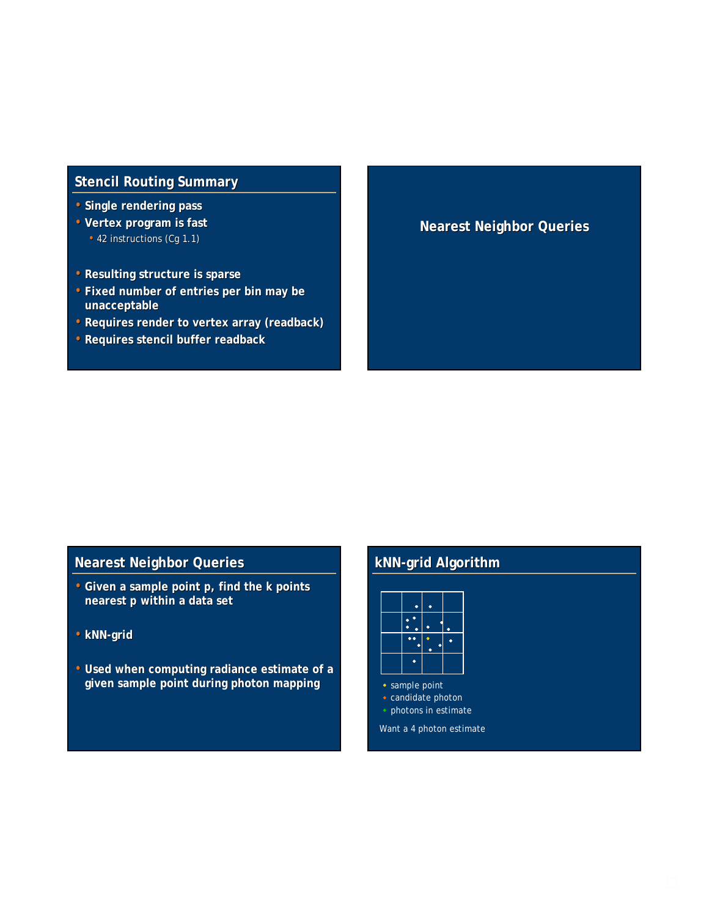## Stencil Routing Summary

- **Single rendering pass**
- **Vertex program is fast**
  - 42 instructions (Cg 1.1)
- **Resulting structure is sparse**
- **Fixed number of entries per bin may be unacceptable**
- **Requires render to vertex array (readback)**
- **Requires stencil buffer readback**

## Nearest Neighbor Queries

## Nearest Neighbor Queries

- **Given a sample point p, find the k points nearest p within a data set**
- **kNN-grid**
- **Used when computing radiance estimate of a given sample point during photon mapping**

## kNN-grid Algorithm

- sample point
- candidate photon
- photons in estimate

Want a 4 photon estimate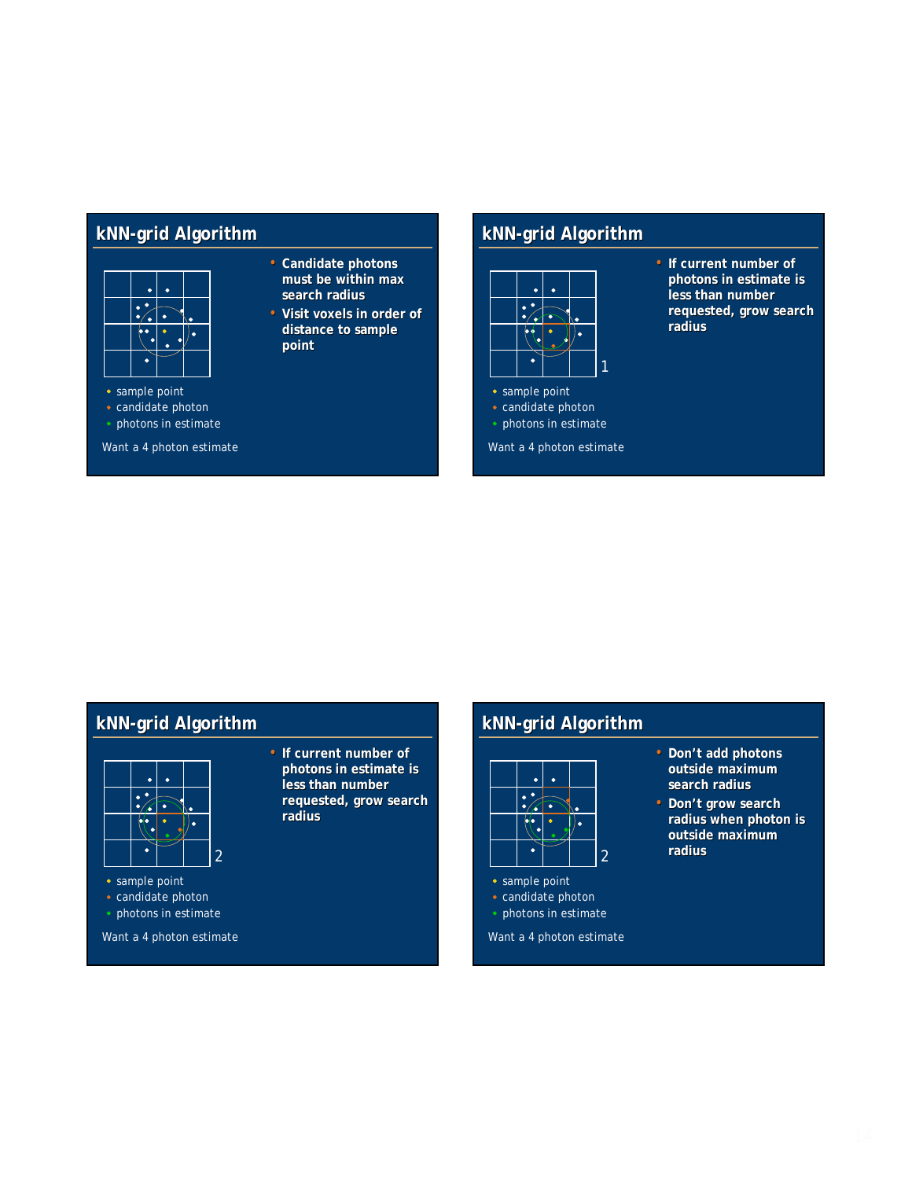## kNN-grid Algorithm

- sample point
- candidate photon
- photons in estimate

Want a 4 photon estimate

- Candidate photons must be within max search radius
- Visit voxels in order of distance to sample point

## kNN-grid Algorithm

1

- sample point
- candidate photon
- photons in estimate

Want a 4 photon estimate

- If current number of photons in estimate is less than number requested, grow search radius

## kNN-grid Algorithm

2

- sample point
- candidate photon
- photons in estimate

Want a 4 photon estimate

- If current number of photons in estimate is less than number requested, grow search radius

## kNN-grid Algorithm

2

- sample point
- candidate photon
- photons in estimate

Want a 4 photon estimate

- Don't add photons outside maximum search radius
- Don't grow search radius when photon is outside maximum radius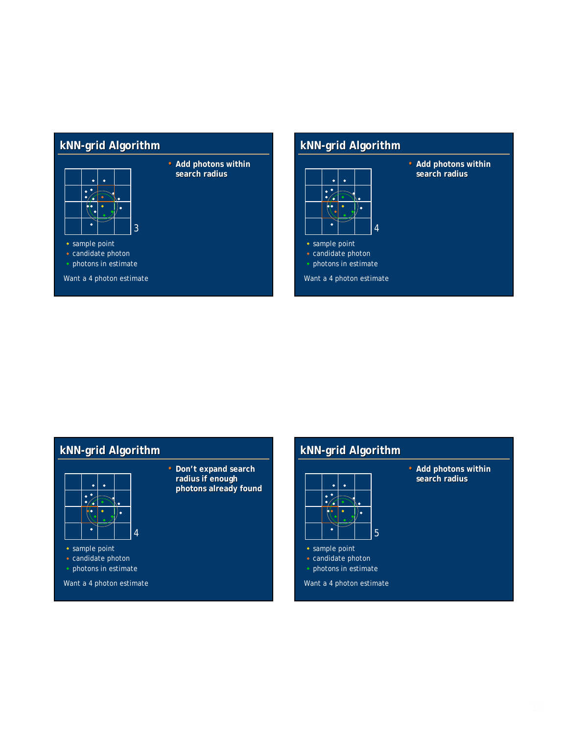## kNN-grid Algorithm

- Add photons within search radius

3

- sample point
- candidate photon
- photons in estimate

Want a 4 photon estimate

## kNN-grid Algorithm

- Add photons within search radius

4

- sample point
- candidate photon
- photons in estimate

Want a 4 photon estimate

## kNN-grid Algorithm

- Don't expand search radius if enough photons already found

4

- sample point
- candidate photon
- photons in estimate

Want a 4 photon estimate

## kNN-grid Algorithm

- Add photons within search radius

5

- sample point
- candidate photon
- photons in estimate

Want a 4 photon estimate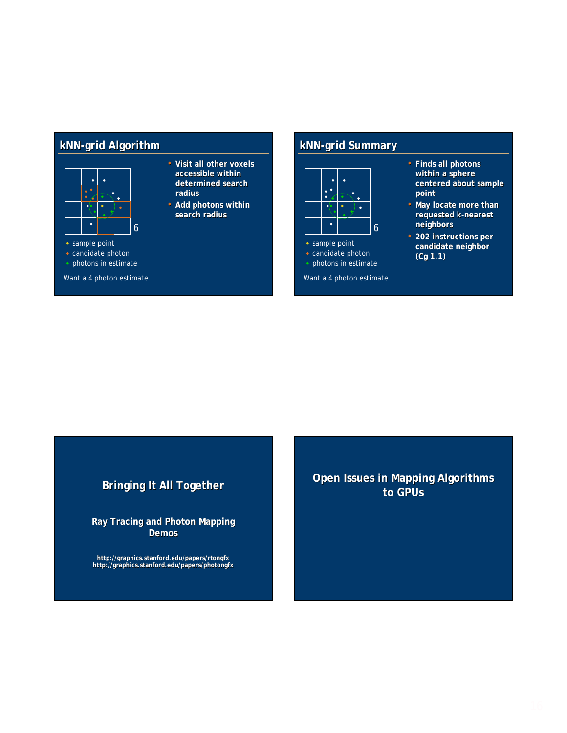## kNN-grid Algorithm

- sample point
- candidate photon
- photons in estimate

Want a 4 photon estimate

- Visit all other voxels accessible within determined search radius
- Add photons within search radius

## kNN-grid Summary

- sample point
- candidate photon
- photons in estimate

Want a 4 photon estimate

- Finds all photons within a sphere centered about sample point
- May locate more than requested k-nearest neighbors
- 202 instructions per candidate neighbor (Cg 1.1)

## Bringing It All Together

### Ray Tracing and Photon Mapping Demos

http://graphics.stanford.edu/papers/rtongfx
http://graphics.stanford.edu/papers/photongfx

## Open Issues in Mapping Algorithms to GPUs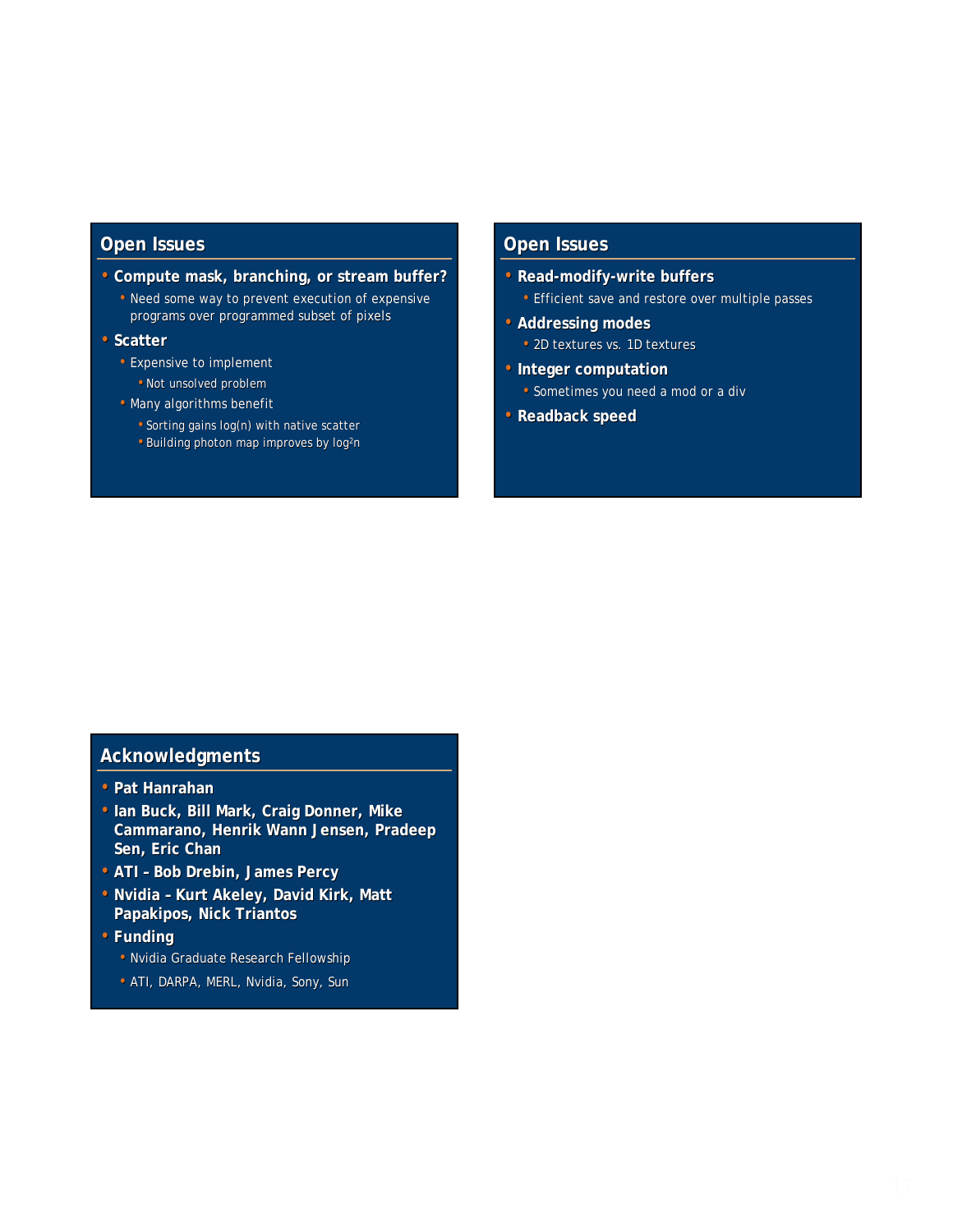## Open Issues

- **Compute mask, branching, or stream buffer?**
  - Need some way to prevent execution of expensive programs over programmed subset of pixels
- **Scatter**
  - Expensive to implement
    - Not unsolved problem
  - Many algorithms benefit
    - Sorting gains log(n) with native scatter
    - Building photon map improves by $\log^2 n$

## Open Issues

- **Read-modify-write buffers**
  - Efficient save and restore over multiple passes
- **Addressing modes**
  - 2D textures vs. 1D textures
- **Integer computation**
  - Sometimes you need a mod or a div
- **Readback speed**

## Acknowledgments

- **Pat Hanrahan**
- **Ian Buck, Bill Mark, Craig Donner, Mike Cammarano, Henrik Wann Jensen, Pradeep Sen, Eric Chan**
- **ATI – Bob Drebin, James Percy**
- **Nvidia – Kurt Akeley, David Kirk, Matt Papakipos, Nick Triantos**
- **Funding**
  - Nvidia Graduate Research Fellowship
  - ATI, DARPA, MERL, Nvidia, Sony, Sun